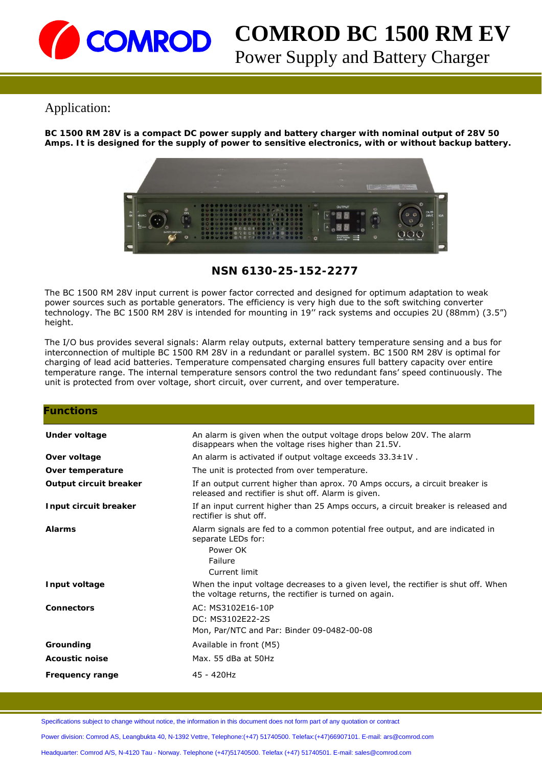# COMROD BC 1500 RM EV

Power Supply and Battery Charger

## Application:

**BC 1500 RM 28V is a compact DC power supply and battery charger with nominal output of 28V 50 Amps. It is designed for the supply of power to sensitive electronics, with or without backup battery.**

**NSN 6130-25-152-2277**

The BC 1500 RM 28V input current is power factor corrected and designed for optimum adaptation to weak power sources such as portable generators. The efficiency is very high due to the soft switching converter technology. The BC 1500 RM 28V is intended for mounting in 19'' rack systems and occupies 2U (88mm) (3.5") height.

The I/O bus provides several signals: Alarm relay outputs, external battery temperature sensing and a bus for interconnection of multiple BC 1500 RM 28V in a redundant or parallel system. BC 1500 RM 28V is optimal for charging of lead acid batteries. Temperature compensated charging ensures full battery capacity over entire temperature range. The internal temperature sensors control the two redundant fans' speed continuously. The unit is protected from over voltage, short circuit, over current, and over temperature.

## Functions

| | |
|---|---|
| **Under voltage** | An alarm is given when the output voltage drops below 20V. The alarm disappears when the voltage rises higher than 21.5V. |
| **Over voltage** | An alarm is activated if output voltage exceeds 33.3±1V . |
| **Over temperature** | The unit is protected from over temperature. |
| **Output circuit breaker** | If an output current higher than aprox. 70 Amps occurs, a circuit breaker is released and rectifier is shut off. Alarm is given. |
| **Input circuit breaker** | If an input current higher than 25 Amps occurs, a circuit breaker is released and rectifier is shut off. |
| **Alarms** | Alarm signals are fed to a common potential free output, and are indicated in separate LEDs for: Power OK, Failure, Current limit |
| **Input voltage** | When the input voltage decreases to a given level, the rectifier is shut off. When the voltage returns, the rectifier is turned on again. |
| **Connectors** | AC: MS3102E16-10P<br>DC: MS3102E22-2S<br>Mon, Par/NTC and Par: Binder 09-0482-00-08 |
| **Grounding** | Available in front (M5) |
| **Acoustic noise** | Max. 55 dBa at 50Hz |
| **Frequency range** | 45 - 420Hz |

Specifications subject to change without notice, the information in this document does not form part of any quotation or contract

Power division: Comrod AS, Leangbukta 40, N-1392 Vettre, Telephone:(+47) 51740500. Telefax:(+47)66907101. E-mail: ars@comrod.com

Headquarter: Comrod A/S, N-4120 Tau - Norway. Telephone (+47)51740500. Telefax (+47) 51740501. E-mail: sales@comrod.com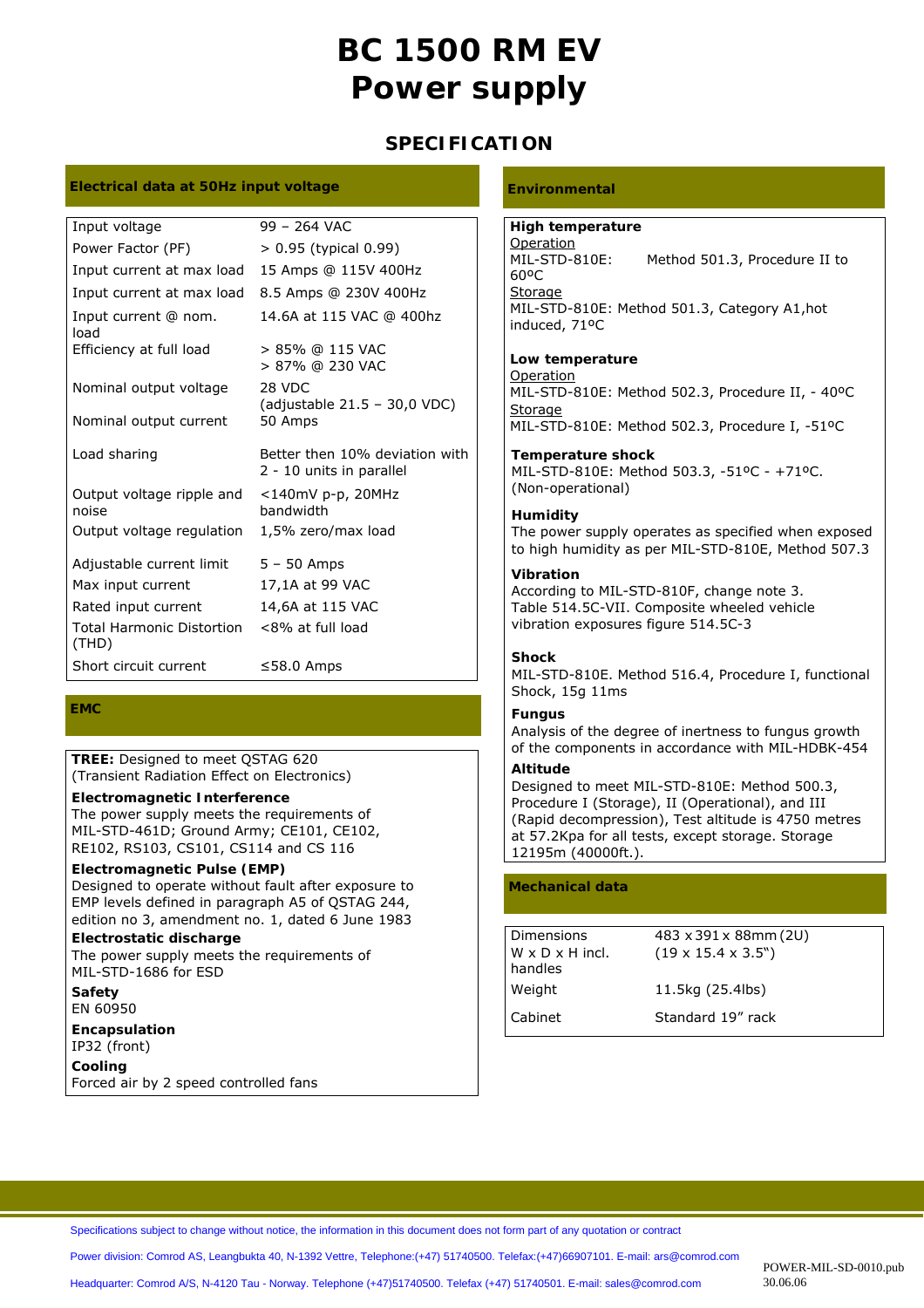# BC 1500 RM EV Power supply

## SPECIFICATION

### Electrical data at 50Hz input voltage

| | |
|---|---|
| Input voltage | 99 – 264 VAC |
| Power Factor (PF) | > 0.95 (typical 0.99) |
| Input current at max load | 15 Amps @ 115V 400Hz |
| Input current at max load | 8.5 Amps @ 230V 400Hz |
| Input current @ nom. load | 14.6A at 115 VAC @ 400hz |
| Efficiency at full load | > 85% @ 115 VAC<br>> 87% @ 230 VAC |
| Nominal output voltage | 28 VDC<br>(adjustable 21.5 – 30,0 VDC) |
| Nominal output current | 50 Amps |
| Load sharing | Better then 10% deviation with 2 - 10 units in parallel |
| Output voltage ripple and noise | <140mV p-p, 20MHz bandwidth |
| Output voltage regulation | 1,5% zero/max load |
| Adjustable current limit | 5 – 50 Amps |
| Max input current | 17,1A at 99 VAC |
| Rated input current | 14,6A at 115 VAC |
| Total Harmonic Distortion (THD) | <8% at full load |
| Short circuit current | ≤58.0 Amps |

### EMC

**TREE:** Designed to meet QSTAG 620 (Transient Radiation Effect on Electronics)

**Electromagnetic Interference**
The power supply meets the requirements of MIL-STD-461D; Ground Army; CE101, CE102, RE102, RS103, CS101, CS114 and CS 116

**Electromagnetic Pulse (EMP)**
Designed to operate without fault after exposure to EMP levels defined in paragraph A5 of QSTAG 244, edition no 3, amendment no. 1, dated 6 June 1983

**Electrostatic discharge**
The power supply meets the requirements of MIL-STD-1686 for ESD

**Safety**
EN 60950

**Encapsulation**
IP32 (front)

**Cooling**
Forced air by 2 speed controlled fans

### Environmental

**High temperature**
Operation
MIL-STD-810E: Method 501.3, Procedure II to 60ºC
Storage
MIL-STD-810E: Method 501.3, Category A1,hot induced, 71ºC

**Low temperature**
Operation
MIL-STD-810E: Method 502.3, Procedure II, - 40ºC
Storage
MIL-STD-810E: Method 502.3, Procedure I, -51ºC

**Temperature shock**
MIL-STD-810E: Method 503.3, -51ºC - +71ºC. (Non-operational)

**Humidity**
The power supply operates as specified when exposed to high humidity as per MIL-STD-810E, Method 507.3

**Vibration**
According to MIL-STD-810F, change note 3. Table 514.5C-VII. Composite wheeled vehicle vibration exposures figure 514.5C-3

**Shock**
MIL-STD-810E. Method 516.4, Procedure I, functional Shock, 15g 11ms

**Fungus**
Analysis of the degree of inertness to fungus growth of the components in accordance with MIL-HDBK-454

**Altitude**
Designed to meet MIL-STD-810E: Method 500.3, Procedure I (Storage), II (Operational), and III (Rapid decompression), Test altitude is 4750 metres at 57.2Kpa for all tests, except storage. Storage 12195m (40000ft.).

### Mechanical data

| | |
|---|---|
| Dimensions W x D x H incl. handles | 483 x 391 x 88mm (2U)<br>(19 x 15.4 x 3.5") |
| Weight | 11.5kg (25.4lbs) |
| Cabinet | Standard 19" rack |

Specifications subject to change without notice, the information in this document does not form part of any quotation or contract

Power division: Comrod AS, Leangbukta 40, N-1392 Vettre, Telephone:(+47) 51740500. Telefax:(+47)66907101. E-mail: ars@comrod.com

Headquarter: Comrod A/S, N-4120 Tau - Norway. Telephone (+47)51740500. Telefax (+47) 51740501. E-mail: sales@comrod.com

POWER-MIL-SD-0010.pub
30.06.06